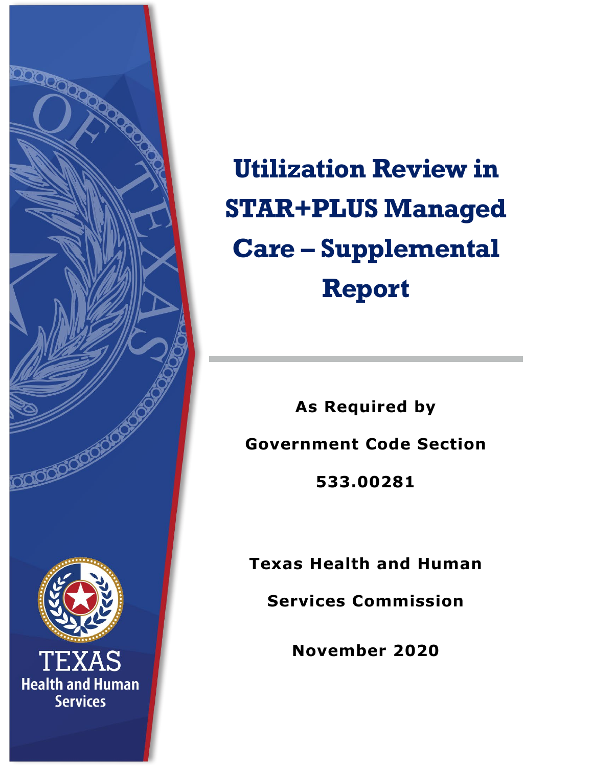# Utilization Review in STAR+PLUS Managed Care – Supplemental Report

**As Required by**

**Government Code Section**

**533.00281**

**Texas Health and Human Services Commission**

**November 2020**

TEXAS
Health and Human Services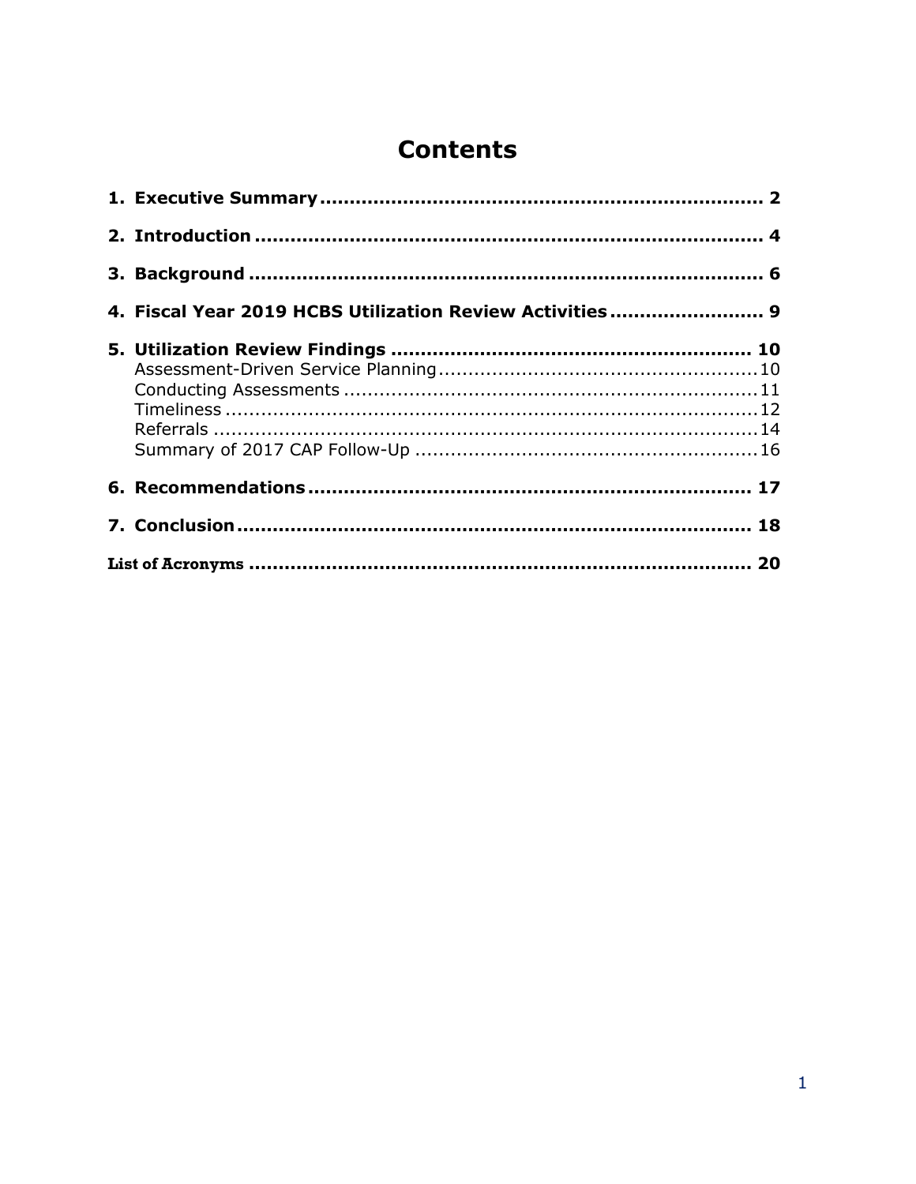# Contents

**1. Executive Summary** .......... **2**

**2. Introduction** .......... **4**

**3. Background** .......... **6**

**4. Fiscal Year 2019 HCBS Utilization Review Activities** .......... **9**

**5. Utilization Review Findings** .......... **10**

- Assessment-Driven Service Planning .......... 10
- Conducting Assessments .......... 11
- Timeliness .......... 12
- Referrals .......... 14
- Summary of 2017 CAP Follow-Up .......... 16

**6. Recommendations** .......... **17**

**7. Conclusion** .......... **18**

**List of Acronyms** .......... **20**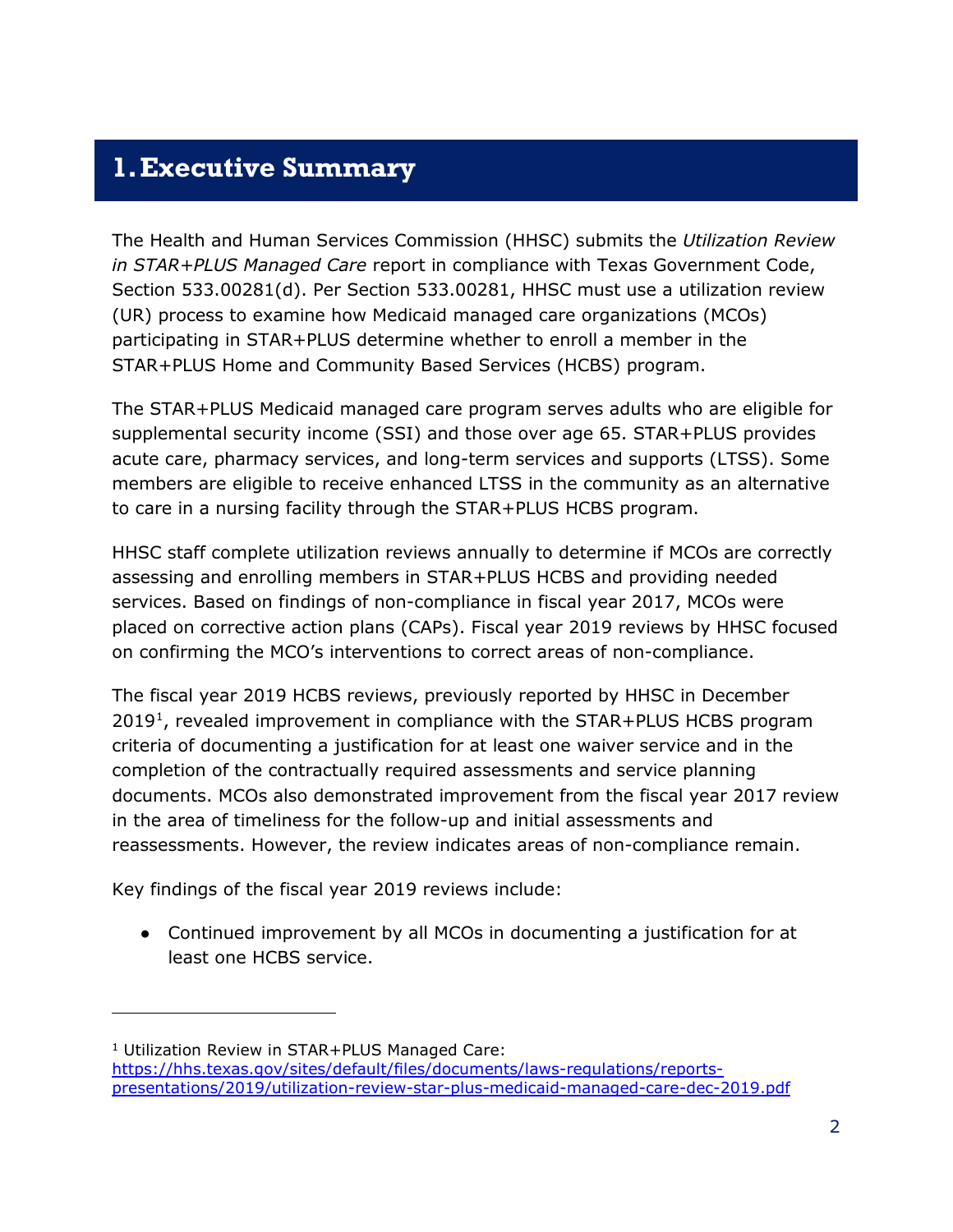# 1. Executive Summary

The Health and Human Services Commission (HHSC) submits the *Utilization Review in STAR+PLUS Managed Care* report in compliance with Texas Government Code, Section 533.00281(d). Per Section 533.00281, HHSC must use a utilization review (UR) process to examine how Medicaid managed care organizations (MCOs) participating in STAR+PLUS determine whether to enroll a member in the STAR+PLUS Home and Community Based Services (HCBS) program.

The STAR+PLUS Medicaid managed care program serves adults who are eligible for supplemental security income (SSI) and those over age 65. STAR+PLUS provides acute care, pharmacy services, and long-term services and supports (LTSS). Some members are eligible to receive enhanced LTSS in the community as an alternative to care in a nursing facility through the STAR+PLUS HCBS program.

HHSC staff complete utilization reviews annually to determine if MCOs are correctly assessing and enrolling members in STAR+PLUS HCBS and providing needed services. Based on findings of non-compliance in fiscal year 2017, MCOs were placed on corrective action plans (CAPs). Fiscal year 2019 reviews by HHSC focused on confirming the MCO's interventions to correct areas of non-compliance.

The fiscal year 2019 HCBS reviews, previously reported by HHSC in December 2019[1], revealed improvement in compliance with the STAR+PLUS HCBS program criteria of documenting a justification for at least one waiver service and in the completion of the contractually required assessments and service planning documents. MCOs also demonstrated improvement from the fiscal year 2017 review in the area of timeliness for the follow-up and initial assessments and reassessments. However, the review indicates areas of non-compliance remain.

Key findings of the fiscal year 2019 reviews include:

- Continued improvement by all MCOs in documenting a justification for at least one HCBS service.

---

[1] Utilization Review in STAR+PLUS Managed Care: https://hhs.texas.gov/sites/default/files/documents/laws-regulations/reports-presentations/2019/utilization-review-star-plus-medicaid-managed-care-dec-2019.pdf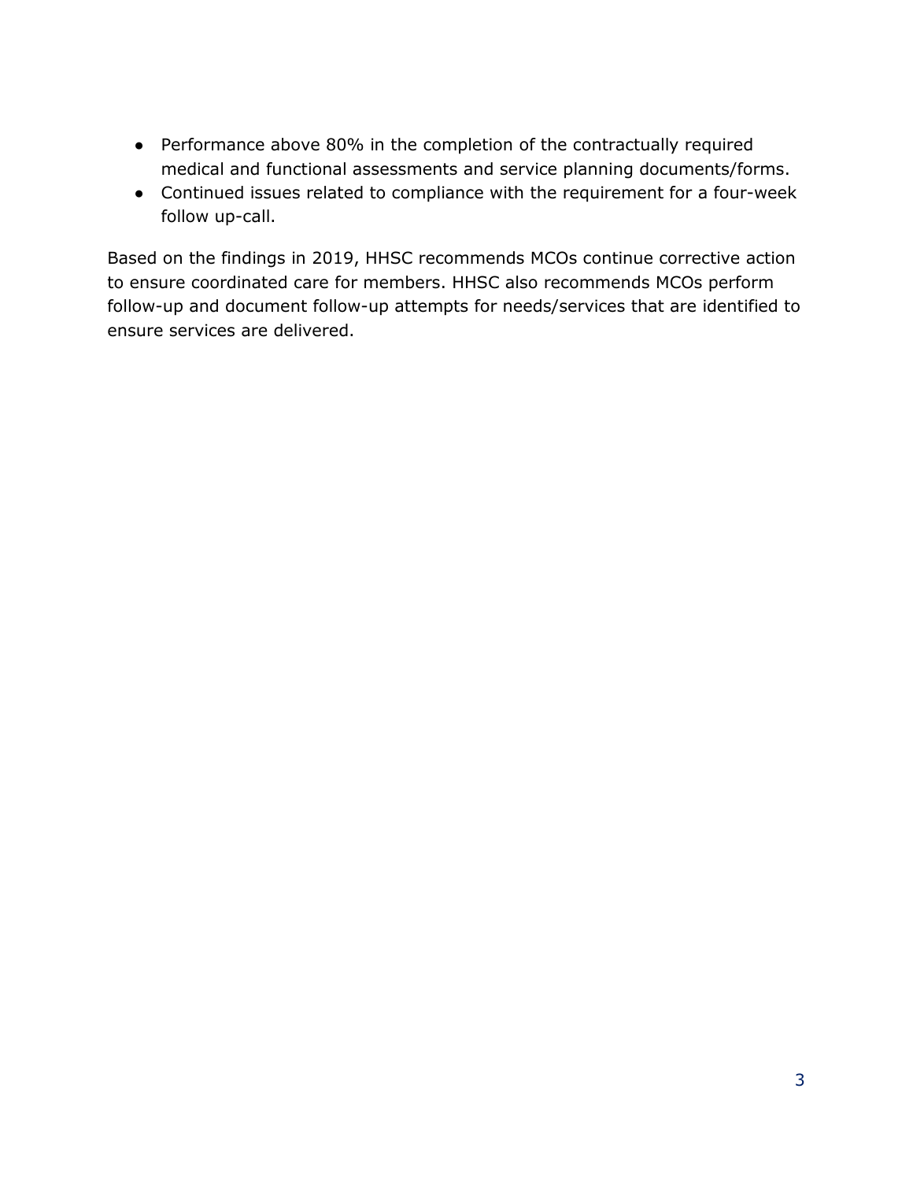- Performance above 80% in the completion of the contractually required medical and functional assessments and service planning documents/forms.
- Continued issues related to compliance with the requirement for a four-week follow up-call.

Based on the findings in 2019, HHSC recommends MCOs continue corrective action to ensure coordinated care for members. HHSC also recommends MCOs perform follow-up and document follow-up attempts for needs/services that are identified to ensure services are delivered.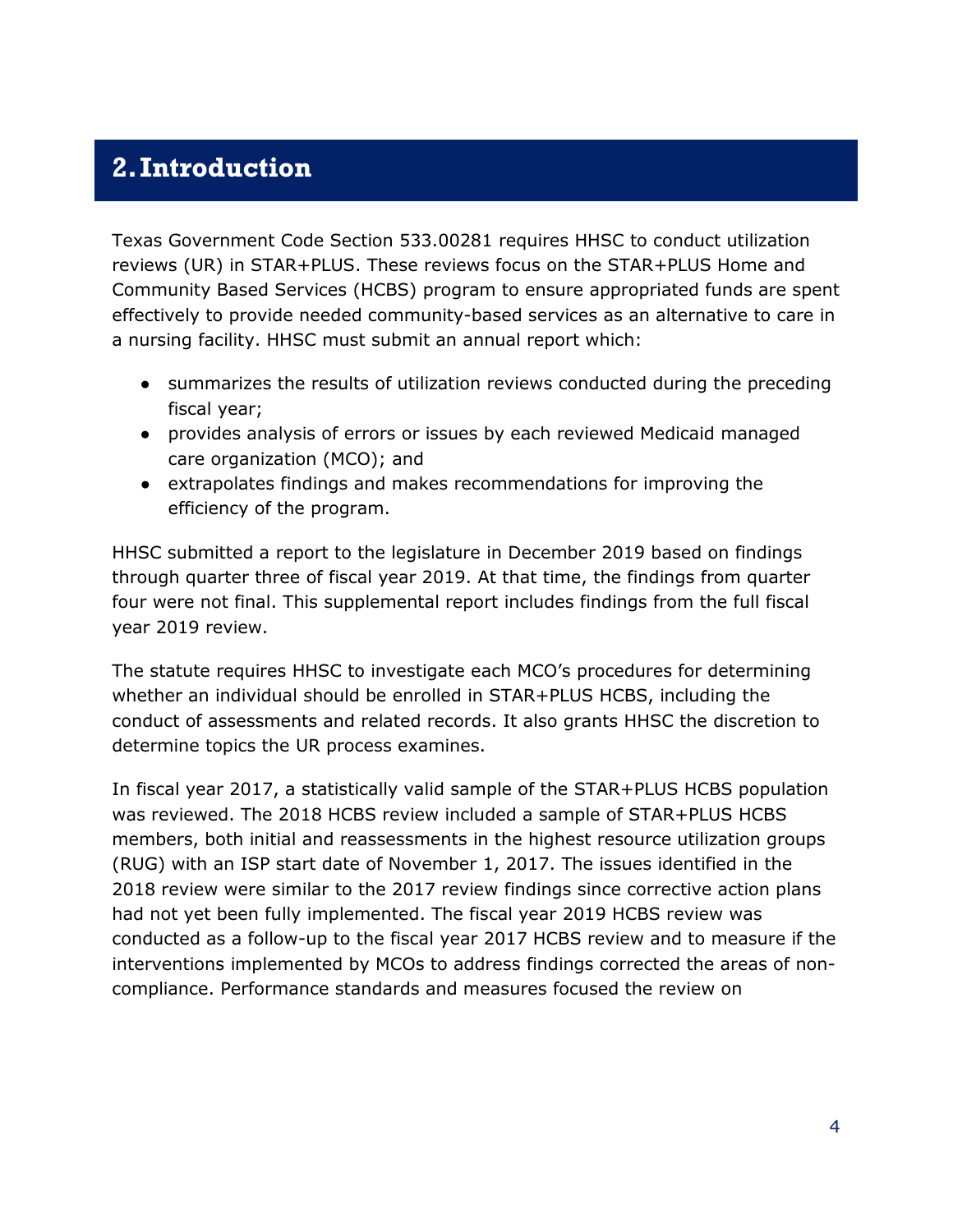# 2. Introduction

Texas Government Code Section 533.00281 requires HHSC to conduct utilization reviews (UR) in STAR+PLUS. These reviews focus on the STAR+PLUS Home and Community Based Services (HCBS) program to ensure appropriated funds are spent effectively to provide needed community-based services as an alternative to care in a nursing facility. HHSC must submit an annual report which:

- summarizes the results of utilization reviews conducted during the preceding fiscal year;
- provides analysis of errors or issues by each reviewed Medicaid managed care organization (MCO); and
- extrapolates findings and makes recommendations for improving the efficiency of the program.

HHSC submitted a report to the legislature in December 2019 based on findings through quarter three of fiscal year 2019. At that time, the findings from quarter four were not final. This supplemental report includes findings from the full fiscal year 2019 review.

The statute requires HHSC to investigate each MCO's procedures for determining whether an individual should be enrolled in STAR+PLUS HCBS, including the conduct of assessments and related records. It also grants HHSC the discretion to determine topics the UR process examines.

In fiscal year 2017, a statistically valid sample of the STAR+PLUS HCBS population was reviewed. The 2018 HCBS review included a sample of STAR+PLUS HCBS members, both initial and reassessments in the highest resource utilization groups (RUG) with an ISP start date of November 1, 2017. The issues identified in the 2018 review were similar to the 2017 review findings since corrective action plans had not yet been fully implemented. The fiscal year 2019 HCBS review was conducted as a follow-up to the fiscal year 2017 HCBS review and to measure if the interventions implemented by MCOs to address findings corrected the areas of non-compliance. Performance standards and measures focused the review on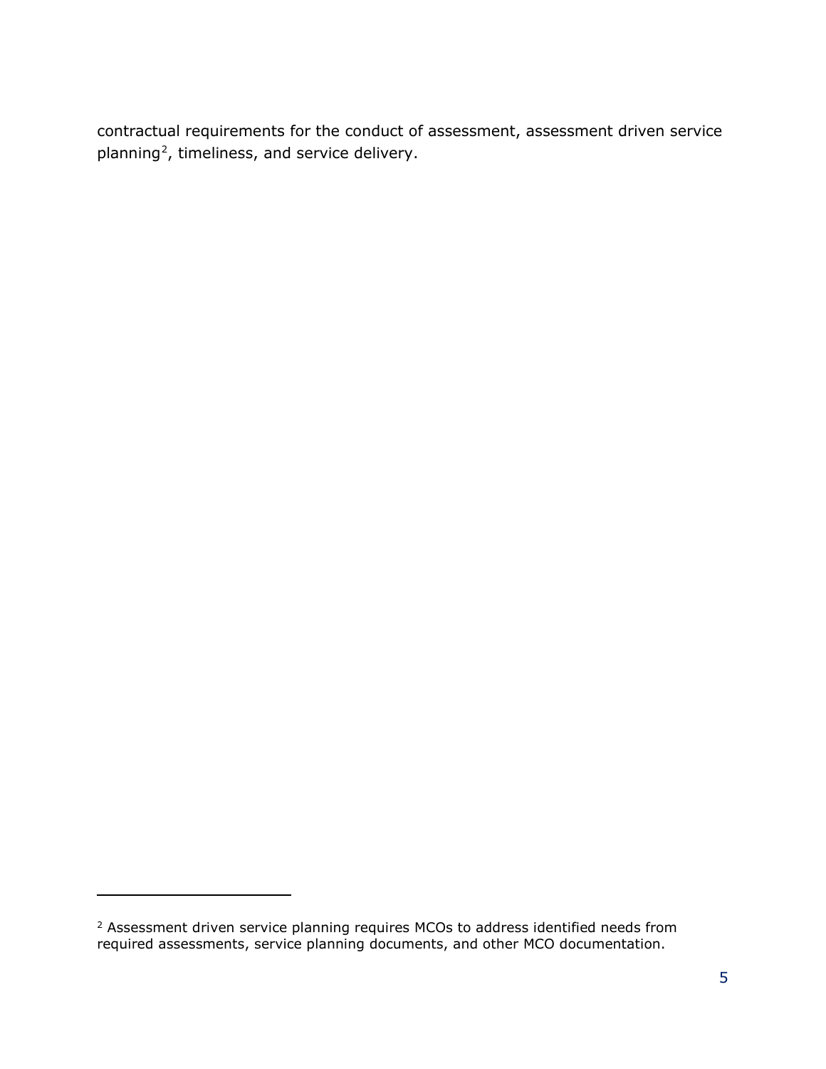contractual requirements for the conduct of assessment, assessment driven service planning[2], timeliness, and service delivery.

[2] Assessment driven service planning requires MCOs to address identified needs from required assessments, service planning documents, and other MCO documentation.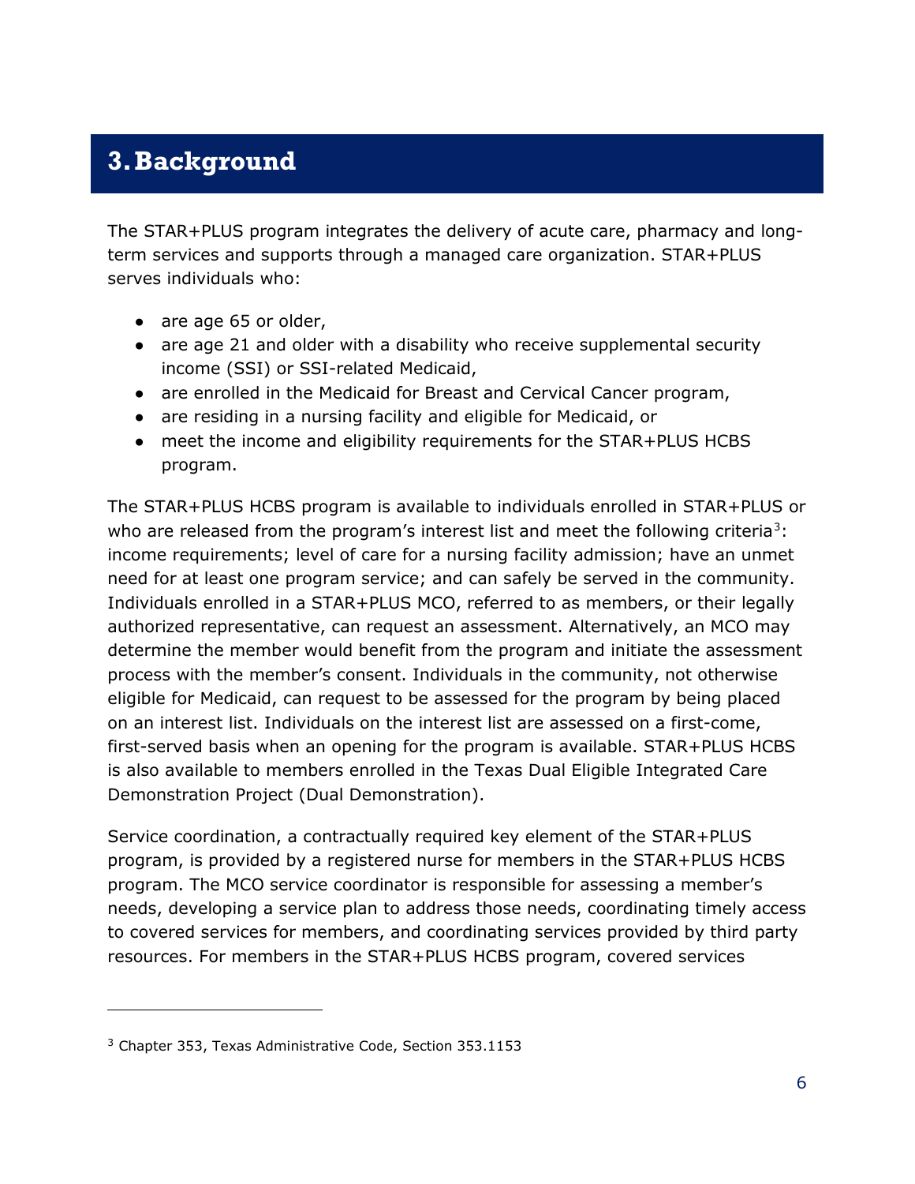# 3. Background

The STAR+PLUS program integrates the delivery of acute care, pharmacy and long-term services and supports through a managed care organization. STAR+PLUS serves individuals who:

- are age 65 or older,
- are age 21 and older with a disability who receive supplemental security income (SSI) or SSI-related Medicaid,
- are enrolled in the Medicaid for Breast and Cervical Cancer program,
- are residing in a nursing facility and eligible for Medicaid, or
- meet the income and eligibility requirements for the STAR+PLUS HCBS program.

The STAR+PLUS HCBS program is available to individuals enrolled in STAR+PLUS or who are released from the program's interest list and meet the following criteria[3]: income requirements; level of care for a nursing facility admission; have an unmet need for at least one program service; and can safely be served in the community. Individuals enrolled in a STAR+PLUS MCO, referred to as members, or their legally authorized representative, can request an assessment. Alternatively, an MCO may determine the member would benefit from the program and initiate the assessment process with the member's consent. Individuals in the community, not otherwise eligible for Medicaid, can request to be assessed for the program by being placed on an interest list. Individuals on the interest list are assessed on a first-come, first-served basis when an opening for the program is available. STAR+PLUS HCBS is also available to members enrolled in the Texas Dual Eligible Integrated Care Demonstration Project (Dual Demonstration).

Service coordination, a contractually required key element of the STAR+PLUS program, is provided by a registered nurse for members in the STAR+PLUS HCBS program. The MCO service coordinator is responsible for assessing a member's needs, developing a service plan to address those needs, coordinating timely access to covered services for members, and coordinating services provided by third party resources. For members in the STAR+PLUS HCBS program, covered services

---

[3] Chapter 353, Texas Administrative Code, Section 353.1153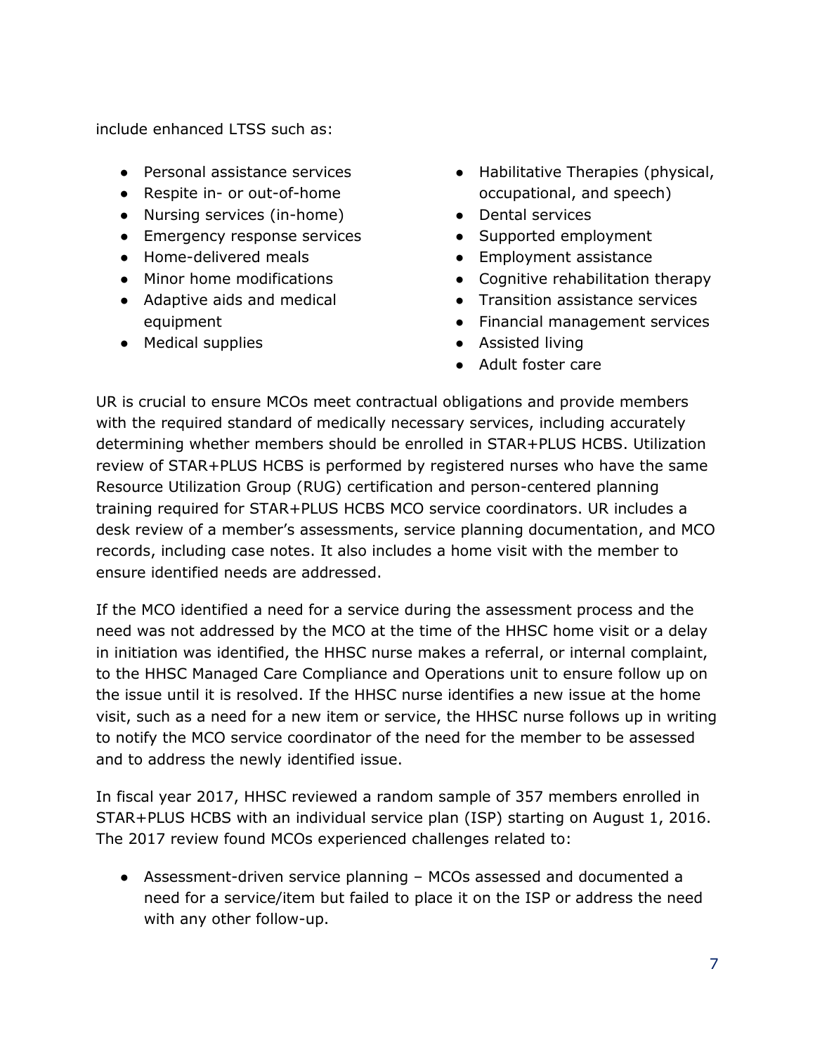include enhanced LTSS such as:

- Personal assistance services
- Respite in- or out-of-home
- Nursing services (in-home)
- Emergency response services
- Home-delivered meals
- Minor home modifications
- Adaptive aids and medical equipment
- Medical supplies
- Habilitative Therapies (physical, occupational, and speech)
- Dental services
- Supported employment
- Employment assistance
- Cognitive rehabilitation therapy
- Transition assistance services
- Financial management services
- Assisted living
- Adult foster care

UR is crucial to ensure MCOs meet contractual obligations and provide members with the required standard of medically necessary services, including accurately determining whether members should be enrolled in STAR+PLUS HCBS. Utilization review of STAR+PLUS HCBS is performed by registered nurses who have the same Resource Utilization Group (RUG) certification and person-centered planning training required for STAR+PLUS HCBS MCO service coordinators. UR includes a desk review of a member's assessments, service planning documentation, and MCO records, including case notes. It also includes a home visit with the member to ensure identified needs are addressed.

If the MCO identified a need for a service during the assessment process and the need was not addressed by the MCO at the time of the HHSC home visit or a delay in initiation was identified, the HHSC nurse makes a referral, or internal complaint, to the HHSC Managed Care Compliance and Operations unit to ensure follow up on the issue until it is resolved. If the HHSC nurse identifies a new issue at the home visit, such as a need for a new item or service, the HHSC nurse follows up in writing to notify the MCO service coordinator of the need for the member to be assessed and to address the newly identified issue.

In fiscal year 2017, HHSC reviewed a random sample of 357 members enrolled in STAR+PLUS HCBS with an individual service plan (ISP) starting on August 1, 2016. The 2017 review found MCOs experienced challenges related to:

- Assessment-driven service planning – MCOs assessed and documented a need for a service/item but failed to place it on the ISP or address the need with any other follow-up.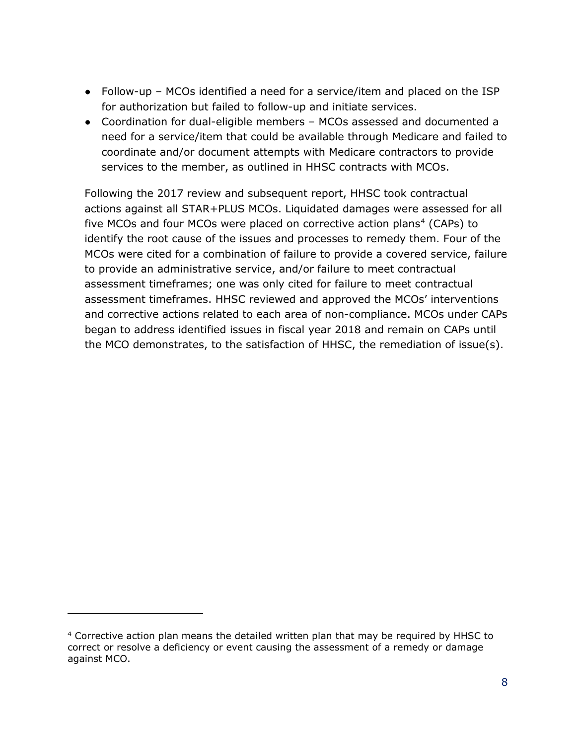- Follow-up – MCOs identified a need for a service/item and placed on the ISP for authorization but failed to follow-up and initiate services.
- Coordination for dual-eligible members – MCOs assessed and documented a need for a service/item that could be available through Medicare and failed to coordinate and/or document attempts with Medicare contractors to provide services to the member, as outlined in HHSC contracts with MCOs.

Following the 2017 review and subsequent report, HHSC took contractual actions against all STAR+PLUS MCOs. Liquidated damages were assessed for all five MCOs and four MCOs were placed on corrective action plans[4] (CAPs) to identify the root cause of the issues and processes to remedy them. Four of the MCOs were cited for a combination of failure to provide a covered service, failure to provide an administrative service, and/or failure to meet contractual assessment timeframes; one was only cited for failure to meet contractual assessment timeframes. HHSC reviewed and approved the MCOs' interventions and corrective actions related to each area of non-compliance. MCOs under CAPs began to address identified issues in fiscal year 2018 and remain on CAPs until the MCO demonstrates, to the satisfaction of HHSC, the remediation of issue(s).

[4] Corrective action plan means the detailed written plan that may be required by HHSC to correct or resolve a deficiency or event causing the assessment of a remedy or damage against MCO.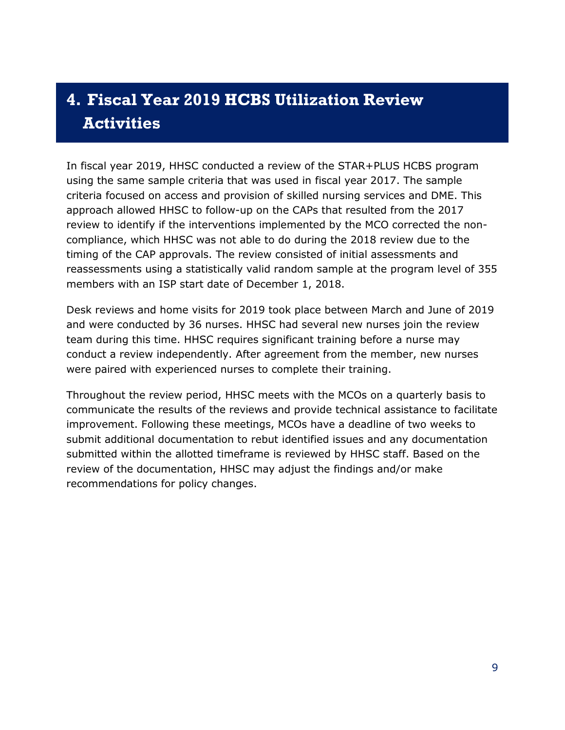# 4. Fiscal Year 2019 HCBS Utilization Review Activities

In fiscal year 2019, HHSC conducted a review of the STAR+PLUS HCBS program using the same sample criteria that was used in fiscal year 2017. The sample criteria focused on access and provision of skilled nursing services and DME. This approach allowed HHSC to follow-up on the CAPs that resulted from the 2017 review to identify if the interventions implemented by the MCO corrected the non-compliance, which HHSC was not able to do during the 2018 review due to the timing of the CAP approvals. The review consisted of initial assessments and reassessments using a statistically valid random sample at the program level of 355 members with an ISP start date of December 1, 2018.

Desk reviews and home visits for 2019 took place between March and June of 2019 and were conducted by 36 nurses. HHSC had several new nurses join the review team during this time. HHSC requires significant training before a nurse may conduct a review independently. After agreement from the member, new nurses were paired with experienced nurses to complete their training.

Throughout the review period, HHSC meets with the MCOs on a quarterly basis to communicate the results of the reviews and provide technical assistance to facilitate improvement. Following these meetings, MCOs have a deadline of two weeks to submit additional documentation to rebut identified issues and any documentation submitted within the allotted timeframe is reviewed by HHSC staff. Based on the review of the documentation, HHSC may adjust the findings and/or make recommendations for policy changes.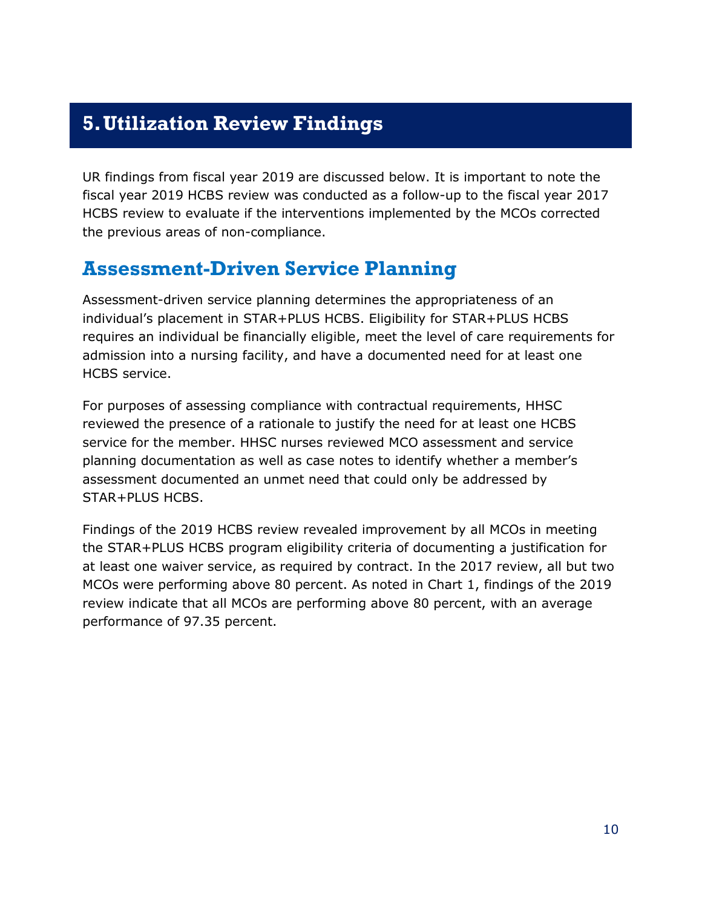# 5. Utilization Review Findings

UR findings from fiscal year 2019 are discussed below. It is important to note the fiscal year 2019 HCBS review was conducted as a follow-up to the fiscal year 2017 HCBS review to evaluate if the interventions implemented by the MCOs corrected the previous areas of non-compliance.

## Assessment-Driven Service Planning

Assessment-driven service planning determines the appropriateness of an individual's placement in STAR+PLUS HCBS. Eligibility for STAR+PLUS HCBS requires an individual be financially eligible, meet the level of care requirements for admission into a nursing facility, and have a documented need for at least one HCBS service.

For purposes of assessing compliance with contractual requirements, HHSC reviewed the presence of a rationale to justify the need for at least one HCBS service for the member. HHSC nurses reviewed MCO assessment and service planning documentation as well as case notes to identify whether a member's assessment documented an unmet need that could only be addressed by STAR+PLUS HCBS.

Findings of the 2019 HCBS review revealed improvement by all MCOs in meeting the STAR+PLUS HCBS program eligibility criteria of documenting a justification for at least one waiver service, as required by contract. In the 2017 review, all but two MCOs were performing above 80 percent. As noted in Chart 1, findings of the 2019 review indicate that all MCOs are performing above 80 percent, with an average performance of 97.35 percent.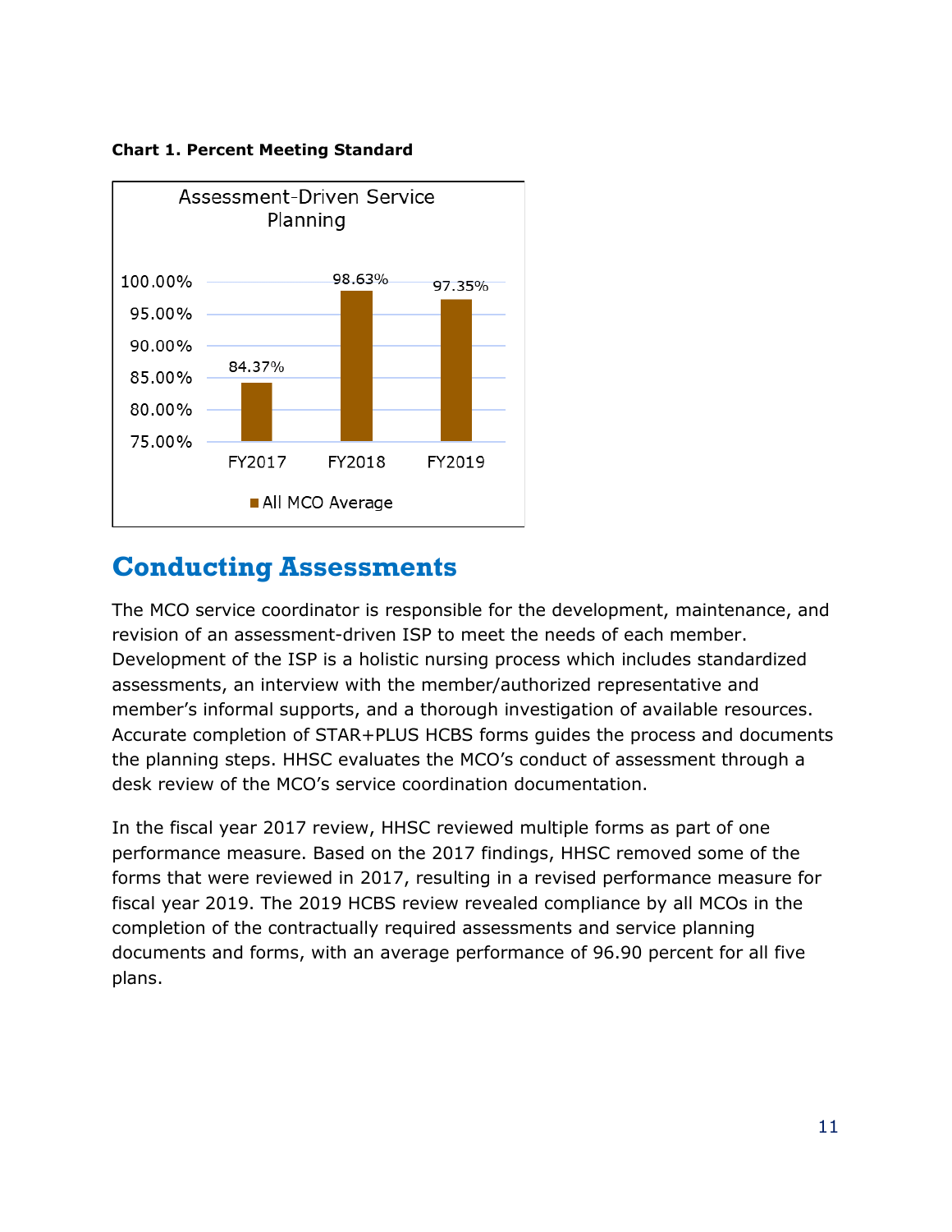**Chart 1. Percent Meeting Standard**

Assessment-Driven Service Planning

| | All MCO Average |
|---|---|
| FY2017 | 84.37% |
| FY2018 | 98.63% |
| FY2019 | 97.35% |

## Conducting Assessments

The MCO service coordinator is responsible for the development, maintenance, and revision of an assessment-driven ISP to meet the needs of each member. Development of the ISP is a holistic nursing process which includes standardized assessments, an interview with the member/authorized representative and member's informal supports, and a thorough investigation of available resources. Accurate completion of STAR+PLUS HCBS forms guides the process and documents the planning steps. HHSC evaluates the MCO's conduct of assessment through a desk review of the MCO's service coordination documentation.

In the fiscal year 2017 review, HHSC reviewed multiple forms as part of one performance measure. Based on the 2017 findings, HHSC removed some of the forms that were reviewed in 2017, resulting in a revised performance measure for fiscal year 2019. The 2019 HCBS review revealed compliance by all MCOs in the completion of the contractually required assessments and service planning documents and forms, with an average performance of 96.90 percent for all five plans.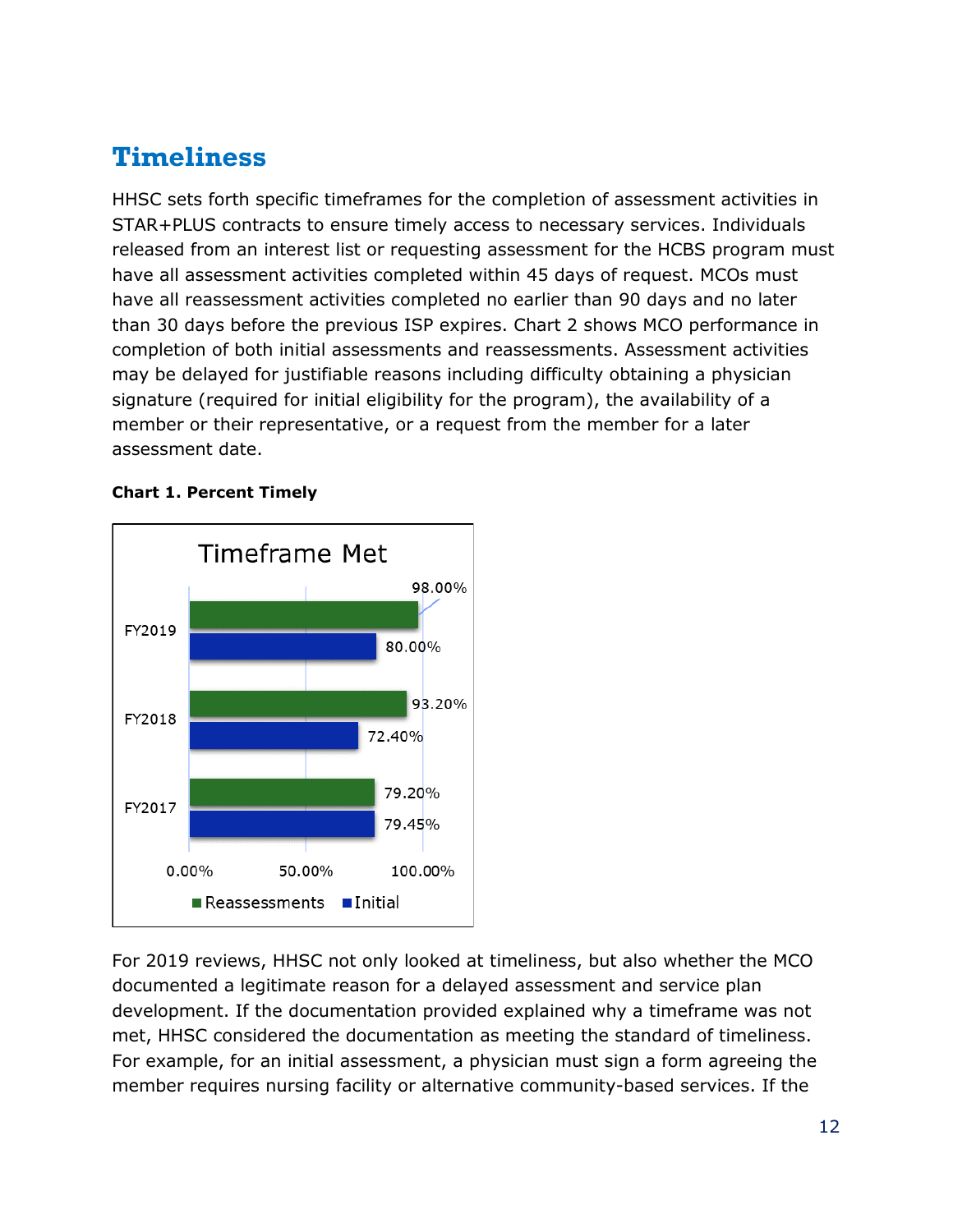## Timeliness

HHSC sets forth specific timeframes for the completion of assessment activities in STAR+PLUS contracts to ensure timely access to necessary services. Individuals released from an interest list or requesting assessment for the HCBS program must have all assessment activities completed within 45 days of request. MCOs must have all reassessment activities completed no earlier than 90 days and no later than 30 days before the previous ISP expires. Chart 2 shows MCO performance in completion of both initial assessments and reassessments. Assessment activities may be delayed for justifiable reasons including difficulty obtaining a physician signature (required for initial eligibility for the program), the availability of a member or their representative, or a request from the member for a later assessment date.

**Chart 1. Percent Timely**

Timeframe Met

| | Reassessments | Initial |
|---|---|---|
| FY2019 | 98.00% | 80.00% |
| FY2018 | 93.20% | 72.40% |
| FY2017 | 79.20% | 79.45% |

For 2019 reviews, HHSC not only looked at timeliness, but also whether the MCO documented a legitimate reason for a delayed assessment and service plan development. If the documentation provided explained why a timeframe was not met, HHSC considered the documentation as meeting the standard of timeliness. For example, for an initial assessment, a physician must sign a form agreeing the member requires nursing facility or alternative community-based services. If the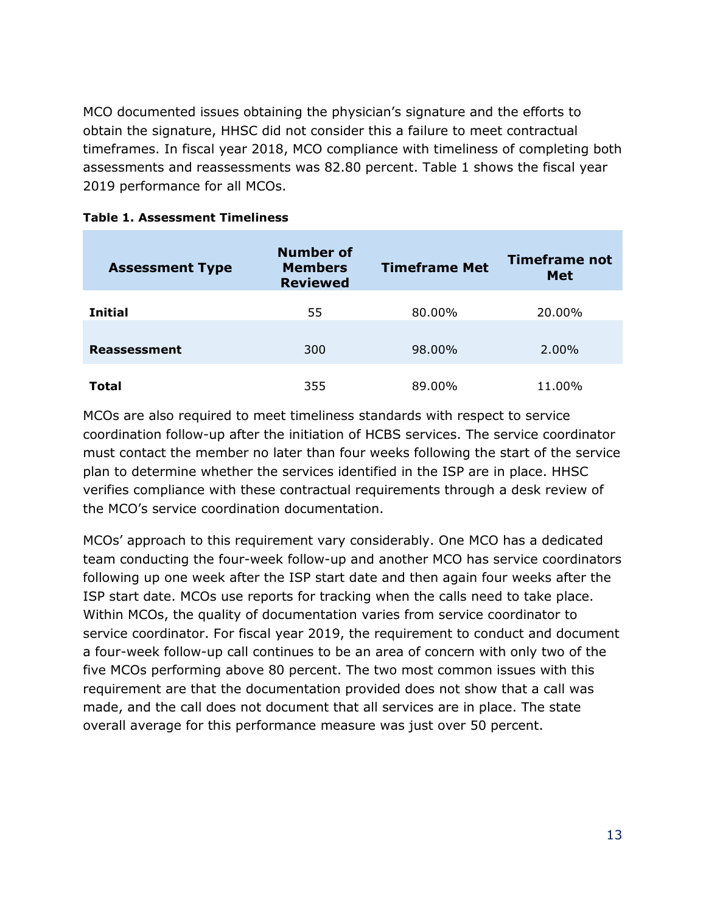MCO documented issues obtaining the physician's signature and the efforts to obtain the signature, HHSC did not consider this a failure to meet contractual timeframes. In fiscal year 2018, MCO compliance with timeliness of completing both assessments and reassessments was 82.80 percent. Table 1 shows the fiscal year 2019 performance for all MCOs.

**Table 1. Assessment Timeliness**

| Assessment Type | Number of Members Reviewed | Timeframe Met | Timeframe not Met |
|---|---|---|---|
| **Initial** | 55 | 80.00% | 20.00% |
| **Reassessment** | 300 | 98.00% | 2.00% |
| **Total** | 355 | 89.00% | 11.00% |

MCOs are also required to meet timeliness standards with respect to service coordination follow-up after the initiation of HCBS services. The service coordinator must contact the member no later than four weeks following the start of the service plan to determine whether the services identified in the ISP are in place. HHSC verifies compliance with these contractual requirements through a desk review of the MCO's service coordination documentation.

MCOs' approach to this requirement vary considerably. One MCO has a dedicated team conducting the four-week follow-up and another MCO has service coordinators following up one week after the ISP start date and then again four weeks after the ISP start date. MCOs use reports for tracking when the calls need to take place. Within MCOs, the quality of documentation varies from service coordinator to service coordinator. For fiscal year 2019, the requirement to conduct and document a four-week follow-up call continues to be an area of concern with only two of the five MCOs performing above 80 percent. The two most common issues with this requirement are that the documentation provided does not show that a call was made, and the call does not document that all services are in place. The state overall average for this performance measure was just over 50 percent.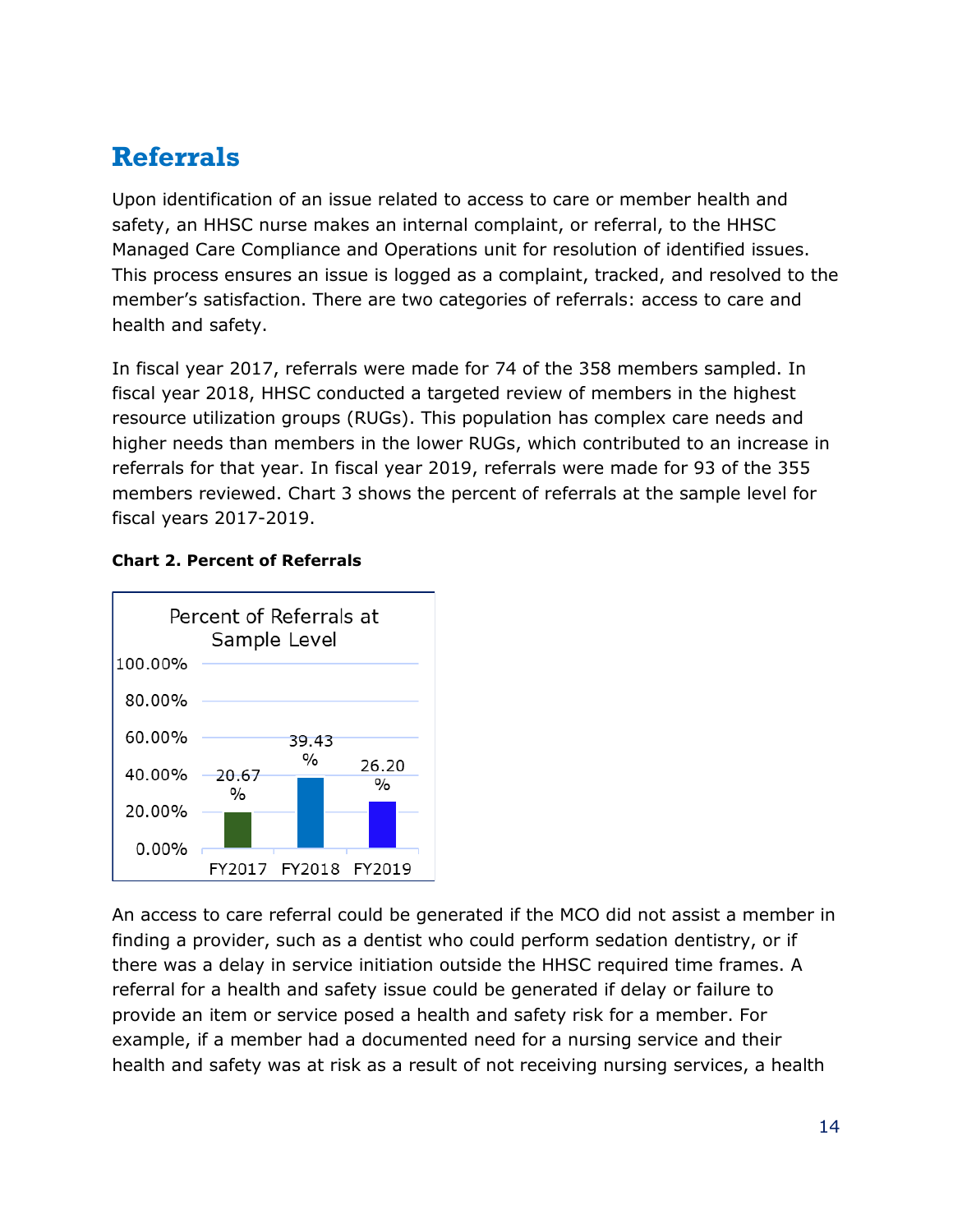## Referrals

Upon identification of an issue related to access to care or member health and safety, an HHSC nurse makes an internal complaint, or referral, to the HHSC Managed Care Compliance and Operations unit for resolution of identified issues. This process ensures an issue is logged as a complaint, tracked, and resolved to the member's satisfaction. There are two categories of referrals: access to care and health and safety.

In fiscal year 2017, referrals were made for 74 of the 358 members sampled. In fiscal year 2018, HHSC conducted a targeted review of members in the highest resource utilization groups (RUGs). This population has complex care needs and higher needs than members in the lower RUGs, which contributed to an increase in referrals for that year. In fiscal year 2019, referrals were made for 93 of the 355 members reviewed. Chart 3 shows the percent of referrals at the sample level for fiscal years 2017-2019.

**Chart 2. Percent of Referrals**

Percent of Referrals at Sample Level

| Fiscal Year | Percent |
|---|---|
| FY2017 | 20.67% |
| FY2018 | 39.43% |
| FY2019 | 26.20% |

An access to care referral could be generated if the MCO did not assist a member in finding a provider, such as a dentist who could perform sedation dentistry, or if there was a delay in service initiation outside the HHSC required time frames. A referral for a health and safety issue could be generated if delay or failure to provide an item or service posed a health and safety risk for a member. For example, if a member had a documented need for a nursing service and their health and safety was at risk as a result of not receiving nursing services, a health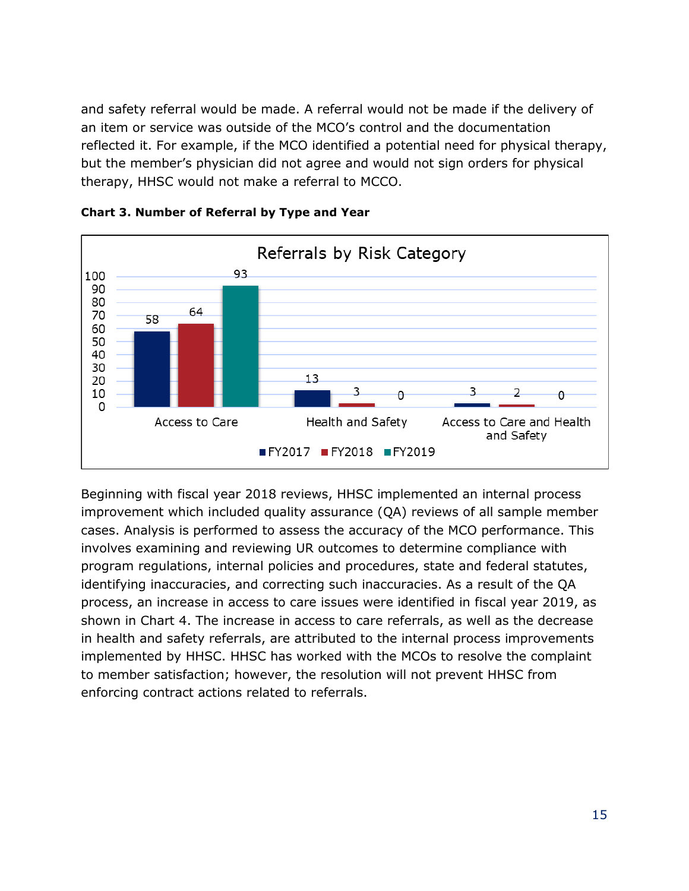and safety referral would be made. A referral would not be made if the delivery of an item or service was outside of the MCO's control and the documentation reflected it. For example, if the MCO identified a potential need for physical therapy, but the member's physician did not agree and would not sign orders for physical therapy, HHSC would not make a referral to MCCO.

**Chart 3. Number of Referral by Type and Year**

Referrals by Risk Category

| Risk Category | FY2017 | FY2018 | FY2019 |
| --- | --- | --- | --- |
| Access to Care | 58 | 64 | 93 |
| Health and Safety | 13 | 3 | 0 |
| Access to Care and Health and Safety | 3 | 2 | 0 |

Beginning with fiscal year 2018 reviews, HHSC implemented an internal process improvement which included quality assurance (QA) reviews of all sample member cases. Analysis is performed to assess the accuracy of the MCO performance. This involves examining and reviewing UR outcomes to determine compliance with program regulations, internal policies and procedures, state and federal statutes, identifying inaccuracies, and correcting such inaccuracies. As a result of the QA process, an increase in access to care issues were identified in fiscal year 2019, as shown in Chart 4. The increase in access to care referrals, as well as the decrease in health and safety referrals, are attributed to the internal process improvements implemented by HHSC. HHSC has worked with the MCOs to resolve the complaint to member satisfaction; however, the resolution will not prevent HHSC from enforcing contract actions related to referrals.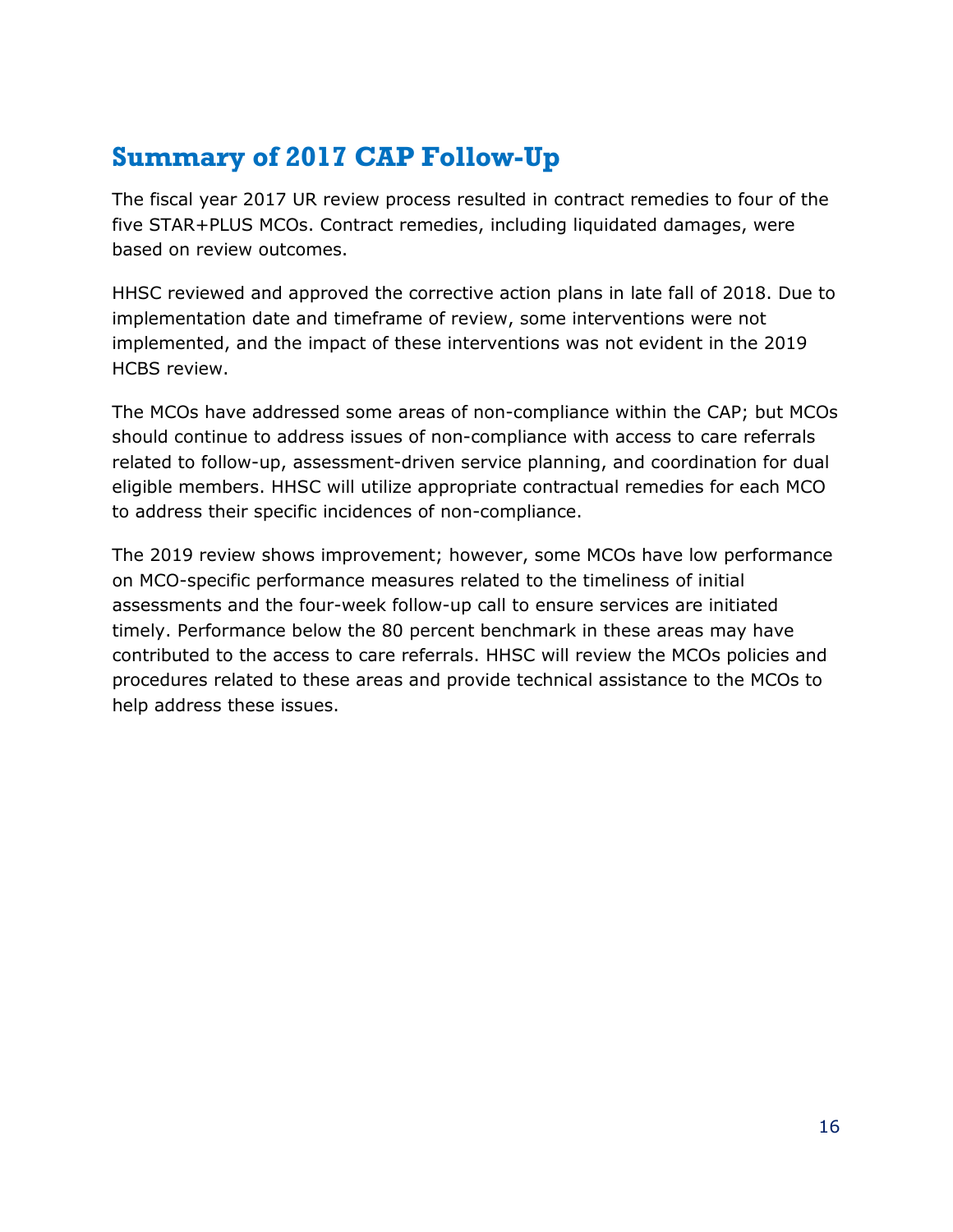## Summary of 2017 CAP Follow-Up

The fiscal year 2017 UR review process resulted in contract remedies to four of the five STAR+PLUS MCOs. Contract remedies, including liquidated damages, were based on review outcomes.

HHSC reviewed and approved the corrective action plans in late fall of 2018. Due to implementation date and timeframe of review, some interventions were not implemented, and the impact of these interventions was not evident in the 2019 HCBS review.

The MCOs have addressed some areas of non-compliance within the CAP; but MCOs should continue to address issues of non-compliance with access to care referrals related to follow-up, assessment-driven service planning, and coordination for dual eligible members. HHSC will utilize appropriate contractual remedies for each MCO to address their specific incidences of non-compliance.

The 2019 review shows improvement; however, some MCOs have low performance on MCO-specific performance measures related to the timeliness of initial assessments and the four-week follow-up call to ensure services are initiated timely. Performance below the 80 percent benchmark in these areas may have contributed to the access to care referrals. HHSC will review the MCOs policies and procedures related to these areas and provide technical assistance to the MCOs to help address these issues.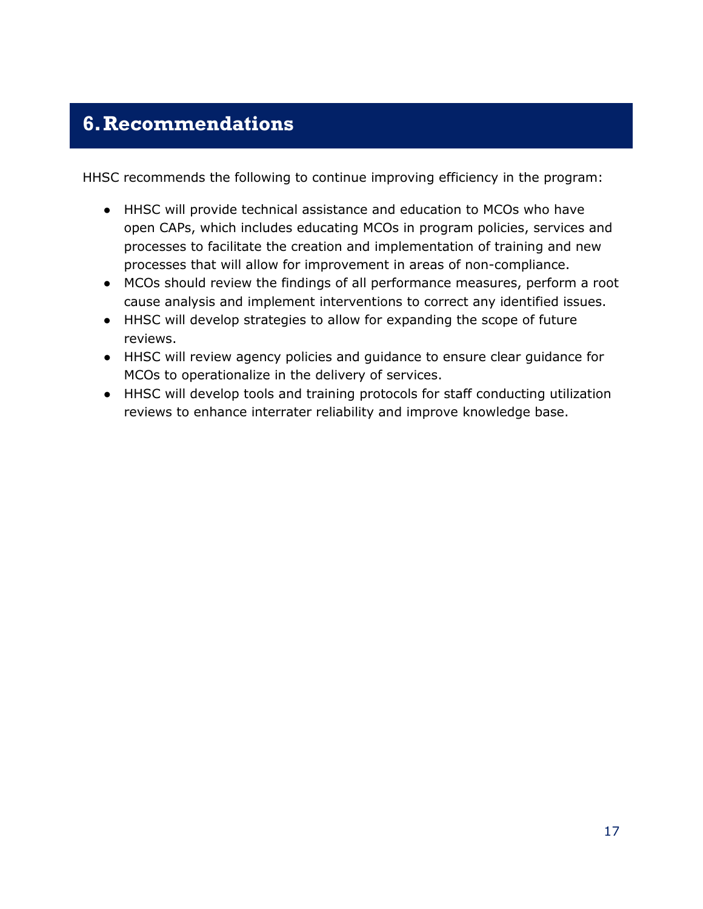# 6. Recommendations

HHSC recommends the following to continue improving efficiency in the program:

- HHSC will provide technical assistance and education to MCOs who have open CAPs, which includes educating MCOs in program policies, services and processes to facilitate the creation and implementation of training and new processes that will allow for improvement in areas of non-compliance.
- MCOs should review the findings of all performance measures, perform a root cause analysis and implement interventions to correct any identified issues.
- HHSC will develop strategies to allow for expanding the scope of future reviews.
- HHSC will review agency policies and guidance to ensure clear guidance for MCOs to operationalize in the delivery of services.
- HHSC will develop tools and training protocols for staff conducting utilization reviews to enhance interrater reliability and improve knowledge base.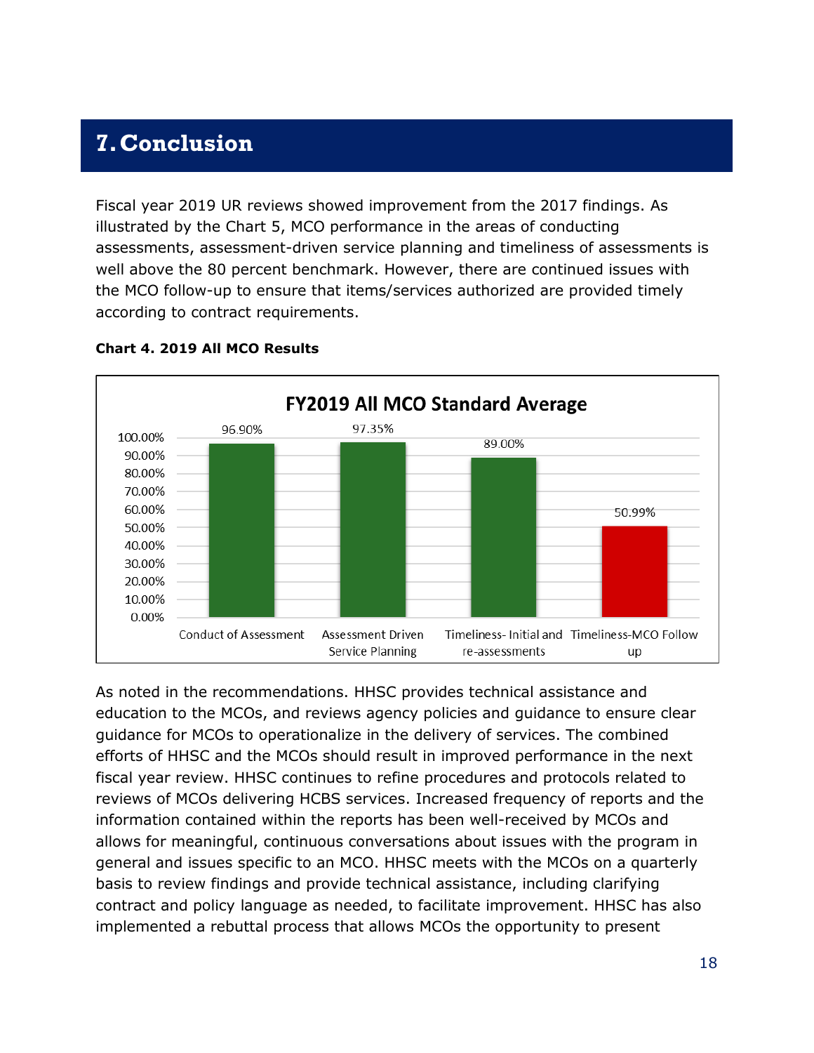# 7. Conclusion

Fiscal year 2019 UR reviews showed improvement from the 2017 findings. As illustrated by the Chart 5, MCO performance in the areas of conducting assessments, assessment-driven service planning and timeliness of assessments is well above the 80 percent benchmark. However, there are continued issues with the MCO follow-up to ensure that items/services authorized are provided timely according to contract requirements.

**Chart 4. 2019 All MCO Results**

FY2019 All MCO Standard Average

| Standard | Average |
|---|---|
| Conduct of Assessment | 96.90% |
| Assessment Driven Service Planning | 97.35% |
| Timeliness- Initial and re-assessments | 89.00% |
| Timeliness-MCO Follow up | 50.99% |

As noted in the recommendations. HHSC provides technical assistance and education to the MCOs, and reviews agency policies and guidance to ensure clear guidance for MCOs to operationalize in the delivery of services. The combined efforts of HHSC and the MCOs should result in improved performance in the next fiscal year review. HHSC continues to refine procedures and protocols related to reviews of MCOs delivering HCBS services. Increased frequency of reports and the information contained within the reports has been well-received by MCOs and allows for meaningful, continuous conversations about issues with the program in general and issues specific to an MCO. HHSC meets with the MCOs on a quarterly basis to review findings and provide technical assistance, including clarifying contract and policy language as needed, to facilitate improvement. HHSC has also implemented a rebuttal process that allows MCOs the opportunity to present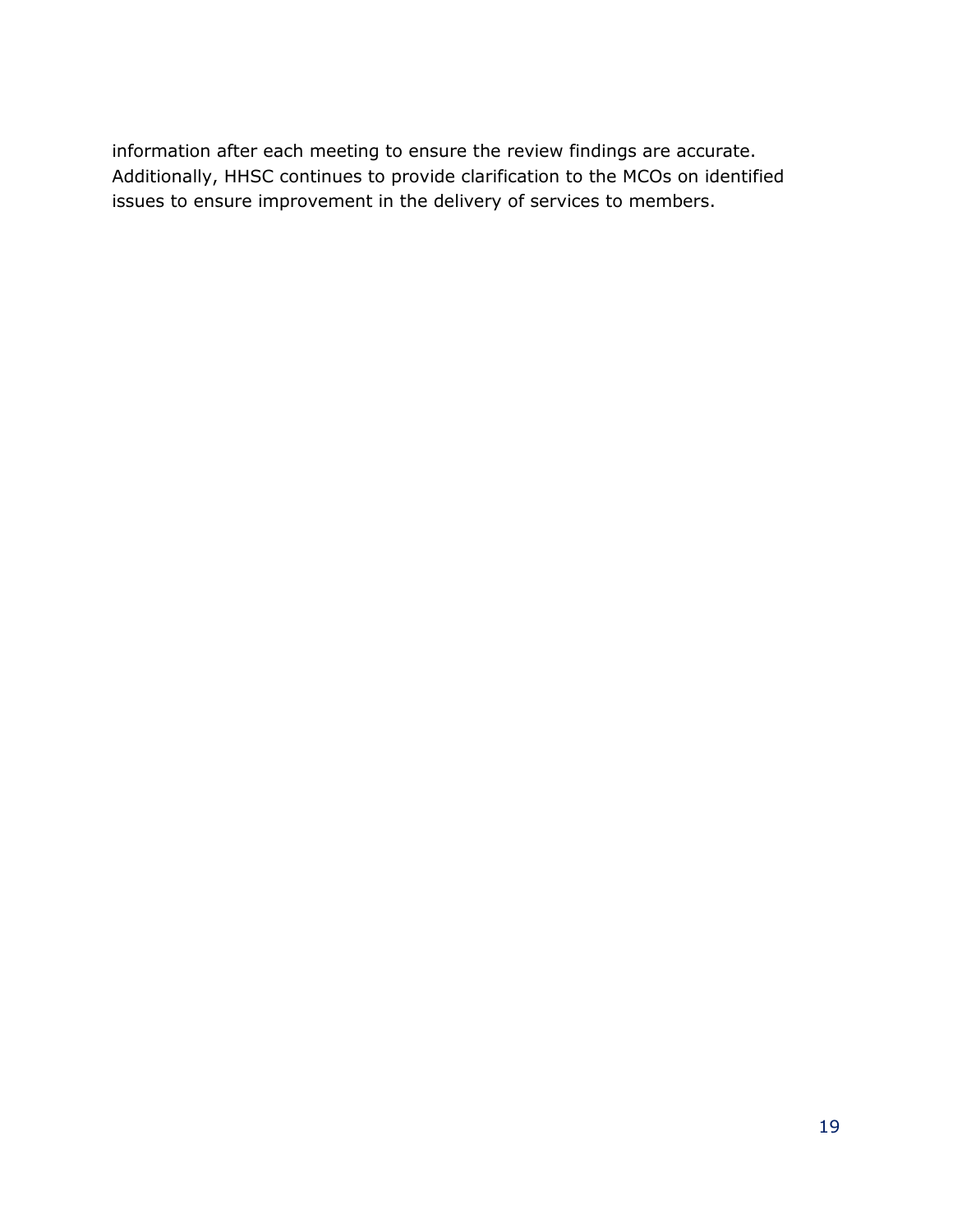information after each meeting to ensure the review findings are accurate. Additionally, HHSC continues to provide clarification to the MCOs on identified issues to ensure improvement in the delivery of services to members.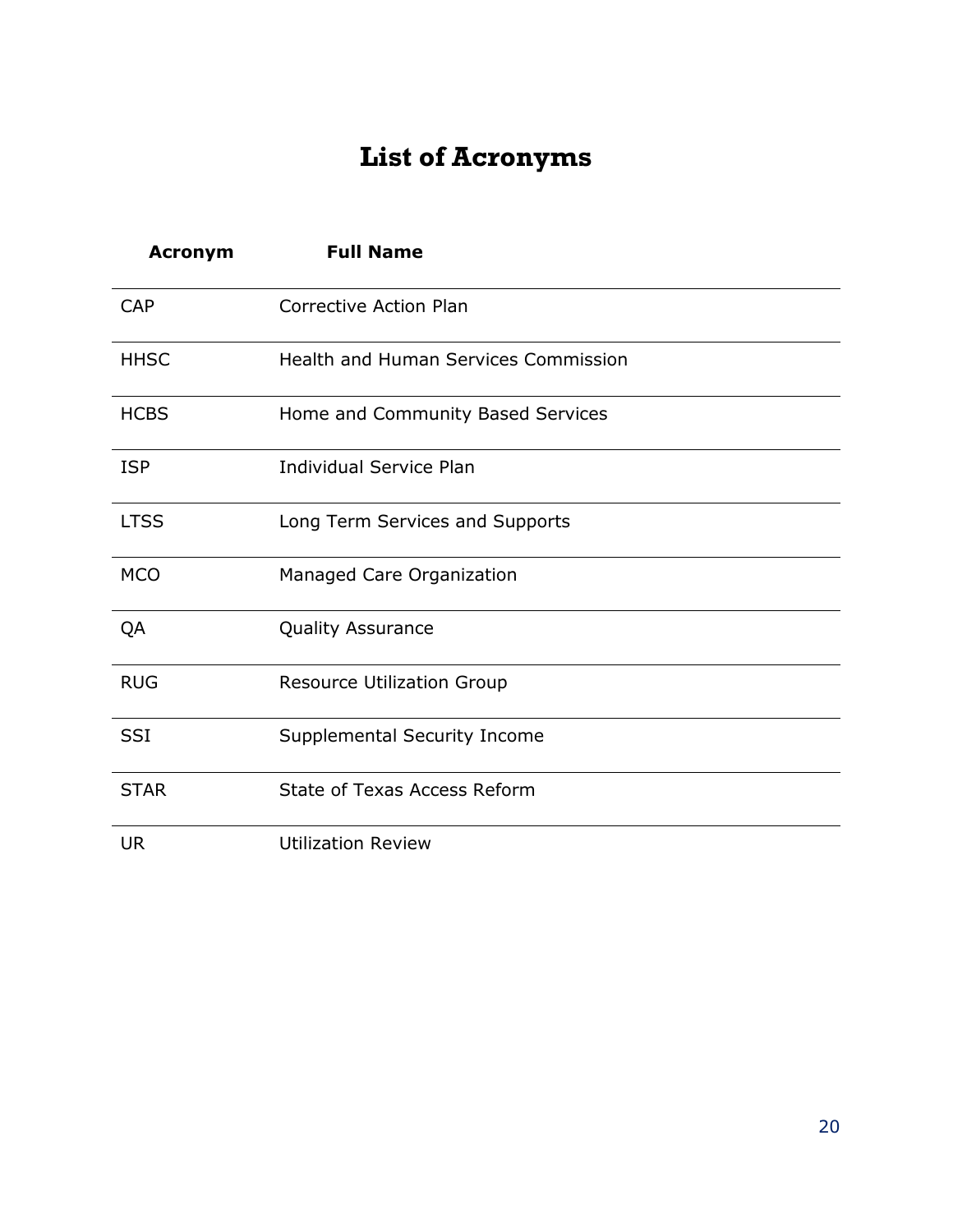# List of Acronyms

| Acronym | Full Name |
|---|---|
| CAP | Corrective Action Plan |
| HHSC | Health and Human Services Commission |
| HCBS | Home and Community Based Services |
| ISP | Individual Service Plan |
| LTSS | Long Term Services and Supports |
| MCO | Managed Care Organization |
| QA | Quality Assurance |
| RUG | Resource Utilization Group |
| SSI | Supplemental Security Income |
| STAR | State of Texas Access Reform |
| UR | Utilization Review |